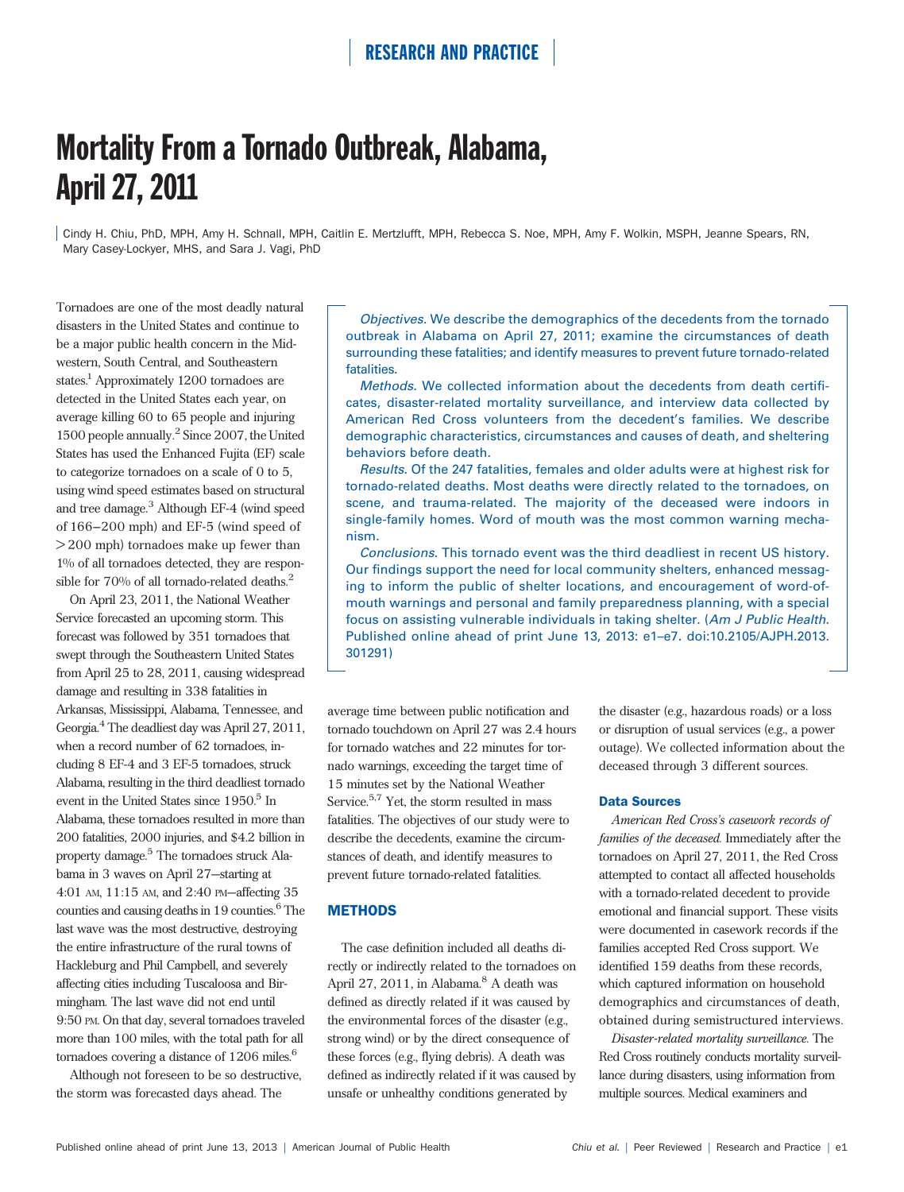# Mortality From a Tornado Outbreak, Alabama, April 27, 2011

Cindy H. Chiu, PhD, MPH, Amy H. Schnall, MPH, Caitlin E. Mertzlufft, MPH, Rebecca S. Noe, MPH, Amy F. Wolkin, MSPH, Jeanne Spears, RN, Mary Casey-Lockyer, MHS, and Sara J. Vagi, PhD

*Objectives.* We describe the demographics of the decedents from the tornado outbreak in Alabama on April 27, 2011; examine the circumstances of death surrounding these fatalities; and identify measures to prevent future tornado-related fatalities.

*Methods.* We collected information about the decedents from death certificates, disaster-related mortality surveillance, and interview data collected by American Red Cross volunteers from the decedent's families. We describe demographic characteristics, circumstances and causes of death, and sheltering behaviors before death.

*Results.* Of the 247 fatalities, females and older adults were at highest risk for tornado-related deaths. Most deaths were directly related to the tornadoes, on scene, and trauma-related. The majority of the deceased were indoors in single-family homes. Word of mouth was the most common warning mechanism.

*Conclusions.* This tornado event was the third deadliest in recent US history. Our findings support the need for local community shelters, enhanced messaging to inform the public of shelter locations, and encouragement of word-of-mouth warnings and personal and family preparedness planning, with a special focus on assisting vulnerable individuals in taking shelter. (*Am J Public Health.* Published online ahead of print June 13, 2013: e1–e7. doi:10.2105/AJPH.2013.301291)

Tornadoes are one of the most deadly natural disasters in the United States and continue to be a major public health concern in the Midwestern, South Central, and Southeastern states.[1] Approximately 1200 tornadoes are detected in the United States each year, on average killing 60 to 65 people and injuring 1500 people annually.[2] Since 2007, the United States has used the Enhanced Fujita (EF) scale to categorize tornadoes on a scale of 0 to 5, using wind speed estimates based on structural and tree damage.[3] Although EF-4 (wind speed of 166–200 mph) and EF-5 (wind speed of >200 mph) tornadoes make up fewer than 1% of all tornadoes detected, they are responsible for 70% of all tornado-related deaths.[2]

On April 23, 2011, the National Weather Service forecasted an upcoming storm. This forecast was followed by 351 tornadoes that swept through the Southeastern United States from April 25 to 28, 2011, causing widespread damage and resulting in 338 fatalities in Arkansas, Mississippi, Alabama, Tennessee, and Georgia.[4] The deadliest day was April 27, 2011, when a record number of 62 tornadoes, including 8 EF-4 and 3 EF-5 tornadoes, struck Alabama, resulting in the third deadliest tornado event in the United States since 1950.[5] In Alabama, these tornadoes resulted in more than 200 fatalities, 2000 injuries, and $4.2 billion in property damage.[5] The tornadoes struck Alabama in 3 waves on April 27—starting at 4:01 AM, 11:15 AM, and 2:40 PM—affecting 35 counties and causing deaths in 19 counties.[6] The last wave was the most destructive, destroying the entire infrastructure of the rural towns of Hackleburg and Phil Campbell, and severely affecting cities including Tuscaloosa and Birmingham. The last wave did not end until 9:50 PM. On that day, several tornadoes traveled more than 100 miles, with the total path for all tornadoes covering a distance of 1206 miles.[6]

Although not foreseen to be so destructive, the storm was forecasted days ahead. The average time between public notification and tornado touchdown on April 27 was 2.4 hours for tornado watches and 22 minutes for tornado warnings, exceeding the target time of 15 minutes set by the National Weather Service.[5,7] Yet, the storm resulted in mass fatalities. The objectives of our study were to describe the decedents, examine the circumstances of death, and identify measures to prevent future tornado-related fatalities.

## METHODS

The case definition included all deaths directly or indirectly related to the tornadoes on April 27, 2011, in Alabama.[8] A death was defined as directly related if it was caused by the environmental forces of the disaster (e.g., strong wind) or by the direct consequence of these forces (e.g., flying debris). A death was defined as indirectly related if it was caused by unsafe or unhealthy conditions generated by the disaster (e.g., hazardous roads) or a loss or disruption of usual services (e.g., a power outage). We collected information about the deceased through 3 different sources.

### Data Sources

*American Red Cross's casework records of families of the deceased.* Immediately after the tornadoes on April 27, 2011, the Red Cross attempted to contact all affected households with a tornado-related decedent to provide emotional and financial support. These visits were documented in casework records if the families accepted Red Cross support. We identified 159 deaths from these records, which captured information on household demographics and circumstances of death, obtained during semistructured interviews.

*Disaster-related mortality surveillance.* The Red Cross routinely conducts mortality surveillance during disasters, using information from multiple sources. Medical examiners and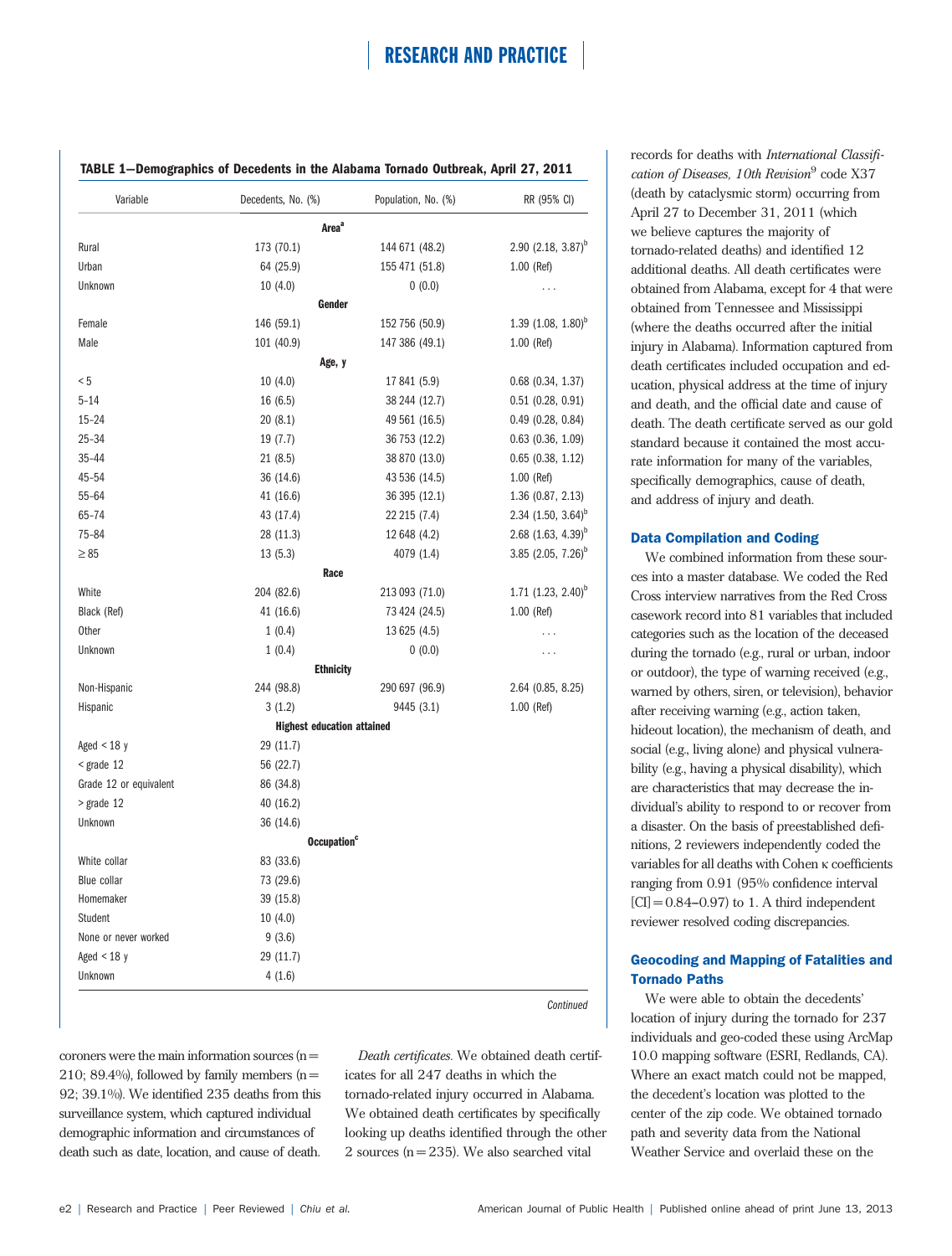**TABLE 1—Demographics of Decedents in the Alabama Tornado Outbreak, April 27, 2011**

| Variable | Decedents, No. (%) | Population, No. (%) | RR (95% CI) |
|---|---|---|---|
| **Area[a]** | | | |
| Rural | 173 (70.1) | 144 671 (48.2) | 2.90 (2.18, 3.87)[b] |
| Urban | 64 (25.9) | 155 471 (51.8) | 1.00 (Ref) |
| Unknown | 10 (4.0) | 0 (0.0) | . . . |
| **Gender** | | | |
| Female | 146 (59.1) | 152 756 (50.9) | 1.39 (1.08, 1.80)[b] |
| Male | 101 (40.9) | 147 386 (49.1) | 1.00 (Ref) |
| **Age, y** | | | |
| < 5 | 10 (4.0) | 17 841 (5.9) | 0.68 (0.34, 1.37) |
| 5–14 | 16 (6.5) | 38 244 (12.7) | 0.51 (0.28, 0.91) |
| 15–24 | 20 (8.1) | 49 561 (16.5) | 0.49 (0.28, 0.84) |
| 25–34 | 19 (7.7) | 36 753 (12.2) | 0.63 (0.36, 1.09) |
| 35–44 | 21 (8.5) | 38 870 (13.0) | 0.65 (0.38, 1.12) |
| 45–54 | 36 (14.6) | 43 536 (14.5) | 1.00 (Ref) |
| 55–64 | 41 (16.6) | 36 395 (12.1) | 1.36 (0.87, 2.13) |
| 65–74 | 43 (17.4) | 22 215 (7.4) | 2.34 (1.50, 3.64)[b] |
| 75–84 | 28 (11.3) | 12 648 (4.2) | 2.68 (1.63, 4.39)[b] |
| ≥ 85 | 13 (5.3) | 4079 (1.4) | 3.85 (2.05, 7.26)[b] |
| **Race** | | | |
| White | 204 (82.6) | 213 093 (71.0) | 1.71 (1.23, 2.40)[b] |
| Black (Ref) | 41 (16.6) | 73 424 (24.5) | 1.00 (Ref) |
| Other | 1 (0.4) | 13 625 (4.5) | . . . |
| Unknown | 1 (0.4) | 0 (0.0) | . . . |
| **Ethnicity** | | | |
| Non-Hispanic | 244 (98.8) | 290 697 (96.9) | 2.64 (0.85, 8.25) |
| Hispanic | 3 (1.2) | 9445 (3.1) | 1.00 (Ref) |
| **Highest education attained** | | | |
| Aged < 18 y | 29 (11.7) | | |
| < grade 12 | 56 (22.7) | | |
| Grade 12 or equivalent | 86 (34.8) | | |
| > grade 12 | 40 (16.2) | | |
| Unknown | 36 (14.6) | | |
| **Occupation[c]** | | | |
| White collar | 83 (33.6) | | |
| Blue collar | 73 (29.6) | | |
| Homemaker | 39 (15.8) | | |
| Student | 10 (4.0) | | |
| None or never worked | 9 (3.6) | | |
| Aged < 18 y | 29 (11.7) | | |
| Unknown | 4 (1.6) | | |

*Continued*

coroners were the main information sources (n = 210; 89.4%), followed by family members (n = 92; 39.1%). We identified 235 deaths from this surveillance system, which captured individual demographic information and circumstances of death such as date, location, and cause of death.

*Death certificates.* We obtained death certificates for all 247 deaths in which the tornado-related injury occurred in Alabama. We obtained death certificates by specifically looking up deaths identified through the other 2 sources (n = 235). We also searched vital records for deaths with *International Classification of Diseases, 10th Revision*[9] code X37 (death by cataclysmic storm) occurring from April 27 to December 31, 2011 (which we believe captures the majority of tornado-related deaths) and identified 12 additional deaths. All death certificates were obtained from Alabama, except for 4 that were obtained from Tennessee and Mississippi (where the deaths occurred after the initial injury in Alabama). Information captured from death certificates included occupation and education, physical address at the time of injury and death, and the official date and cause of death. The death certificate served as our gold standard because it contained the most accurate information for many of the variables, specifically demographics, cause of death, and address of injury and death.

### Data Compilation and Coding

We combined information from these sources into a master database. We coded the Red Cross interview narratives from the Red Cross casework record into 81 variables that included categories such as the location of the deceased during the tornado (e.g., rural or urban, indoor or outdoor), the type of warning received (e.g., warned by others, siren, or television), behavior after receiving warning (e.g., action taken, hideout location), the mechanism of death, and social (e.g., living alone) and physical vulnerability (e.g., having a physical disability), which are characteristics that may decrease the individual's ability to respond to or recover from a disaster. On the basis of preestablished definitions, 2 reviewers independently coded the variables for all deaths with Cohen κ coefficients ranging from 0.91 (95% confidence interval [CI] = 0.84–0.97) to 1. A third independent reviewer resolved coding discrepancies.

### Geocoding and Mapping of Fatalities and Tornado Paths

We were able to obtain the decedents' location of injury during the tornado for 237 individuals and geo-coded these using ArcMap 10.0 mapping software (ESRI, Redlands, CA). Where an exact match could not be mapped, the decedent's location was plotted to the center of the zip code. We obtained tornado path and severity data from the National Weather Service and overlaid these on the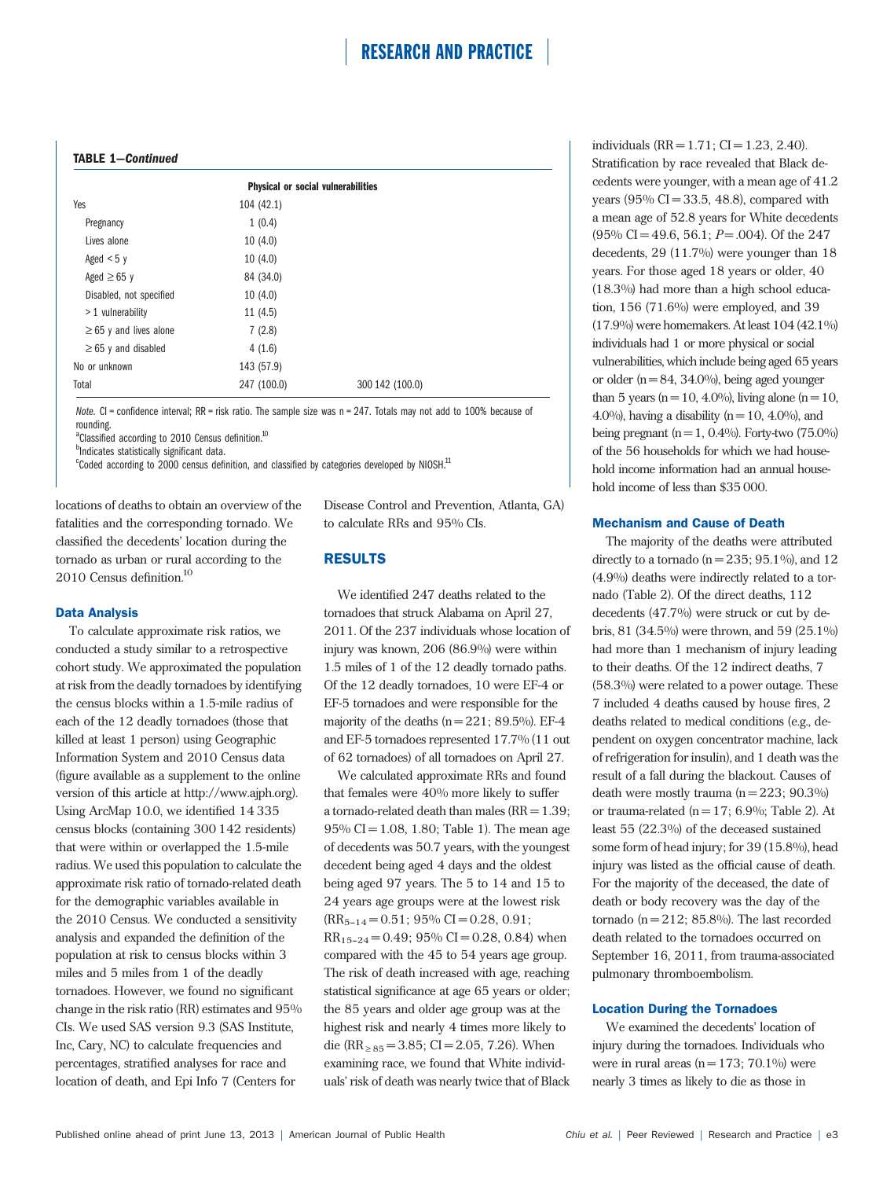**TABLE 1—*Continued***

| | Physical or social vulnerabilities | |
|---|---|---|
| Yes | 104 (42.1) | |
| Pregnancy | 1 (0.4) | |
| Lives alone | 10 (4.0) | |
| Aged < 5 y | 10 (4.0) | |
| Aged ≥ 65 y | 84 (34.0) | |
| Disabled, not specified | 10 (4.0) | |
| > 1 vulnerability | 11 (4.5) | |
| ≥ 65 y and lives alone | 7 (2.8) | |
| ≥ 65 y and disabled | 4 (1.6) | |
| No or unknown | 143 (57.9) | |
| Total | 247 (100.0) | 300 142 (100.0) |

*Note.* CI = confidence interval; RR = risk ratio. The sample size was n = 247. Totals may not add to 100% because of rounding.
[a]Classified according to 2010 Census definition.[10]
[b]Indicates statistically significant data.
[c]Coded according to 2000 census definition, and classified by categories developed by NIOSH.[11]

locations of deaths to obtain an overview of the fatalities and the corresponding tornado. We classified the decedents' location during the tornado as urban or rural according to the 2010 Census definition.[10]

### Data Analysis

To calculate approximate risk ratios, we conducted a study similar to a retrospective cohort study. We approximated the population at risk from the deadly tornadoes by identifying the census blocks within a 1.5-mile radius of each of the 12 deadly tornadoes (those that killed at least 1 person) using Geographic Information System and 2010 Census data (figure available as a supplement to the online version of this article at http://www.ajph.org). Using ArcMap 10.0, we identified 14 335 census blocks (containing 300 142 residents) that were within or overlapped the 1.5-mile radius. We used this population to calculate the approximate risk ratio of tornado-related death for the demographic variables available in the 2010 Census. We conducted a sensitivity analysis and expanded the definition of the population at risk to census blocks within 3 miles and 5 miles from 1 of the deadly tornadoes. However, we found no significant change in the risk ratio (RR) estimates and 95% CIs. We used SAS version 9.3 (SAS Institute, Inc, Cary, NC) to calculate frequencies and percentages, stratified analyses for race and location of death, and Epi Info 7 (Centers for Disease Control and Prevention, Atlanta, GA) to calculate RRs and 95% CIs.

## RESULTS

We identified 247 deaths related to the tornadoes that struck Alabama on April 27, 2011. Of the 237 individuals whose location of injury was known, 206 (86.9%) were within 1.5 miles of 1 of the 12 deadly tornado paths. Of the 12 deadly tornadoes, 10 were EF-4 or EF-5 tornadoes and were responsible for the majority of the deaths (n = 221; 89.5%). EF-4 and EF-5 tornadoes represented 17.7% (11 out of 62 tornadoes) of all tornadoes on April 27.

We calculated approximate RRs and found that females were 40% more likely to suffer a tornado-related death than males (RR = 1.39; 95% CI = 1.08, 1.80; Table 1). The mean age of decedents was 50.7 years, with the youngest decedent being aged 4 days and the oldest being aged 97 years. The 5 to 14 and 15 to 24 years age groups were at the lowest risk ($RR_{5-14}$ = 0.51; 95% CI = 0.28, 0.91; $RR_{15-24}$ = 0.49; 95% CI = 0.28, 0.84) when compared with the 45 to 54 years age group. The risk of death increased with age, reaching statistical significance at age 65 years or older; the 85 years and older age group was at the highest risk and nearly 4 times more likely to die ($RR_{\geq 85}$ = 3.85; CI = 2.05, 7.26). When examining race, we found that White individuals' risk of death was nearly twice that of Black individuals (RR = 1.71; CI = 1.23, 2.40). Stratification by race revealed that Black decedents were younger, with a mean age of 41.2 years (95% CI = 33.5, 48.8), compared with a mean age of 52.8 years for White decedents (95% CI = 49.6, 56.1; $P$ = .004). Of the 247 decedents, 29 (11.7%) were younger than 18 years. For those aged 18 years or older, 40 (18.3%) had more than a high school education, 156 (71.6%) were employed, and 39 (17.9%) were homemakers. At least 104 (42.1%) individuals had 1 or more physical or social vulnerabilities, which include being aged 65 years or older (n = 84, 34.0%), being aged younger than 5 years (n = 10, 4.0%), living alone (n = 10, 4.0%), having a disability (n = 10, 4.0%), and being pregnant (n = 1, 0.4%). Forty-two (75.0%) of the 56 households for which we had household income information had an annual household income of less than $35 000.

### Mechanism and Cause of Death

The majority of the deaths were attributed directly to a tornado (n = 235; 95.1%), and 12 (4.9%) deaths were indirectly related to a tornado (Table 2). Of the direct deaths, 112 decedents (47.7%) were struck or cut by debris, 81 (34.5%) were thrown, and 59 (25.1%) had more than 1 mechanism of injury leading to their deaths. Of the 12 indirect deaths, 7 (58.3%) were related to a power outage. These 7 included 4 deaths caused by house fires, 2 deaths related to medical conditions (e.g., dependent on oxygen concentrator machine, lack of refrigeration for insulin), and 1 death was the result of a fall during the blackout. Causes of death were mostly trauma (n = 223; 90.3%) or trauma-related (n = 17; 6.9%; Table 2). At least 55 (22.3%) of the deceased sustained some form of head injury; for 39 (15.8%), head injury was listed as the official cause of death. For the majority of the deceased, the date of death or body recovery was the day of the tornado (n = 212; 85.8%). The last recorded death related to the tornadoes occurred on September 16, 2011, from trauma-associated pulmonary thromboembolism.

### Location During the Tornadoes

We examined the decedents' location of injury during the tornadoes. Individuals who were in rural areas (n = 173; 70.1%) were nearly 3 times as likely to die as those in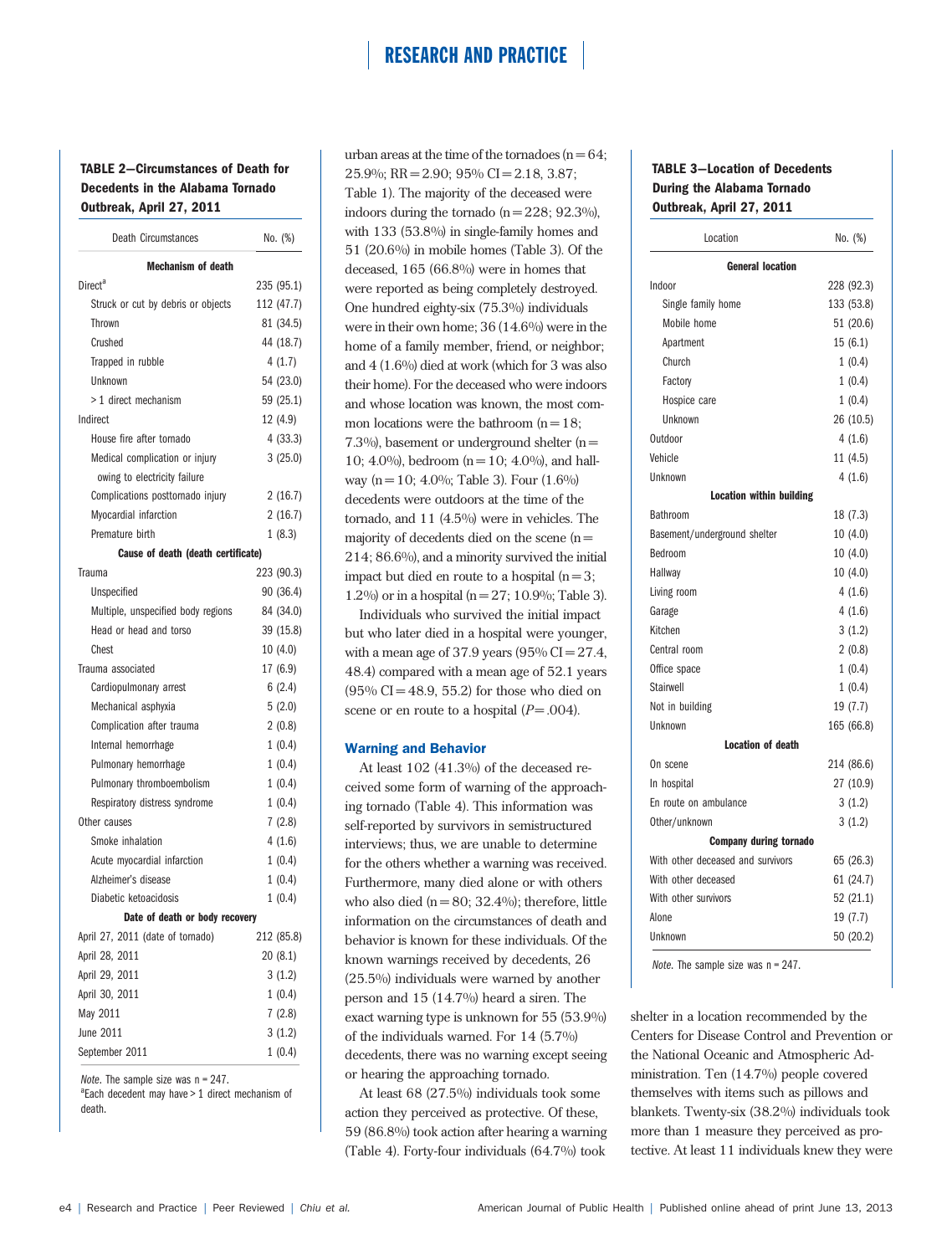**TABLE 2—Circumstances of Death for Decedents in the Alabama Tornado Outbreak, April 27, 2011**

| Death Circumstances | No. (%) |
|---|---|
| **Mechanism of death** | |
| Direct[a] | 235 (95.1) |
| Struck or cut by debris or objects | 112 (47.7) |
| Thrown | 81 (34.5) |
| Crushed | 44 (18.7) |
| Trapped in rubble | 4 (1.7) |
| Unknown | 54 (23.0) |
| > 1 direct mechanism | 59 (25.1) |
| Indirect | 12 (4.9) |
| House fire after tornado | 4 (33.3) |
| Medical complication or injury owing to electricity failure | 3 (25.0) |
| Complications posttornado injury | 2 (16.7) |
| Myocardial infarction | 2 (16.7) |
| Premature birth | 1 (8.3) |
| **Cause of death (death certificate)** | |
| Trauma | 223 (90.3) |
| Unspecified | 90 (36.4) |
| Multiple, unspecified body regions | 84 (34.0) |
| Head or head and torso | 39 (15.8) |
| Chest | 10 (4.0) |
| Trauma associated | 17 (6.9) |
| Cardiopulmonary arrest | 6 (2.4) |
| Mechanical asphyxia | 5 (2.0) |
| Complication after trauma | 2 (0.8) |
| Internal hemorrhage | 1 (0.4) |
| Pulmonary hemorrhage | 1 (0.4) |
| Pulmonary thromboembolism | 1 (0.4) |
| Respiratory distress syndrome | 1 (0.4) |
| Other causes | 7 (2.8) |
| Smoke inhalation | 4 (1.6) |
| Acute myocardial infarction | 1 (0.4) |
| Alzheimer's disease | 1 (0.4) |
| Diabetic ketoacidosis | 1 (0.4) |
| **Date of death or body recovery** | |
| April 27, 2011 (date of tornado) | 212 (85.8) |
| April 28, 2011 | 20 (8.1) |
| April 29, 2011 | 3 (1.2) |
| April 30, 2011 | 1 (0.4) |
| May 2011 | 7 (2.8) |
| June 2011 | 3 (1.2) |
| September 2011 | 1 (0.4) |

*Note.* The sample size was n = 247.
[a]Each decedent may have > 1 direct mechanism of death.

urban areas at the time of the tornadoes (n = 64; 25.9%; RR = 2.90; 95% CI = 2.18, 3.87; Table 1). The majority of the deceased were indoors during the tornado (n = 228; 92.3%), with 133 (53.8%) in single-family homes and 51 (20.6%) in mobile homes (Table 3). Of the deceased, 165 (66.8%) were in homes that were reported as being completely destroyed. One hundred eighty-six (75.3%) individuals were in their own home; 36 (14.6%) were in the home of a family member, friend, or neighbor; and 4 (1.6%) died at work (which for 3 was also their home). For the deceased who were indoors and whose location was known, the most common locations were the bathroom (n = 18; 7.3%), basement or underground shelter (n = 10; 4.0%), bedroom (n = 10; 4.0%), and hallway (n = 10; 4.0%; Table 3). Four (1.6%) decedents were outdoors at the time of the tornado, and 11 (4.5%) were in vehicles. The majority of decedents died on the scene (n = 214; 86.6%), and a minority survived the initial impact but died en route to a hospital (n = 3; 1.2%) or in a hospital (n = 27; 10.9%; Table 3).

Individuals who survived the initial impact but who later died in a hospital were younger, with a mean age of 37.9 years (95% CI = 27.4, 48.4) compared with a mean age of 52.1 years (95% CI = 48.9, 55.2) for those who died on scene or en route to a hospital ($P = .004$).

### Warning and Behavior

At least 102 (41.3%) of the deceased received some form of warning of the approaching tornado (Table 4). This information was self-reported by survivors in semistructured interviews; thus, we are unable to determine for the others whether a warning was received. Furthermore, many died alone or with others who also died (n = 80; 32.4%); therefore, little information on the circumstances of death and behavior is known for these individuals. Of the known warnings received by decedents, 26 (25.5%) individuals were warned by another person and 15 (14.7%) heard a siren. The exact warning type is unknown for 55 (53.9%) of the individuals warned. For 14 (5.7%) decedents, there was no warning except seeing or hearing the approaching tornado.

At least 68 (27.5%) individuals took some action they perceived as protective. Of these, 59 (86.8%) took action after hearing a warning (Table 4). Forty-four individuals (64.7%) took shelter in a location recommended by the Centers for Disease Control and Prevention or the National Oceanic and Atmospheric Administration. Ten (14.7%) people covered themselves with items such as pillows and blankets. Twenty-six (38.2%) individuals took more than 1 measure they perceived as protective. At least 11 individuals knew they were

**TABLE 3—Location of Decedents During the Alabama Tornado Outbreak, April 27, 2011**

| Location | No. (%) |
|---|---|
| **General location** | |
| Indoor | 228 (92.3) |
| Single family home | 133 (53.8) |
| Mobile home | 51 (20.6) |
| Apartment | 15 (6.1) |
| Church | 1 (0.4) |
| Factory | 1 (0.4) |
| Hospice care | 1 (0.4) |
| Unknown | 26 (10.5) |
| Outdoor | 4 (1.6) |
| Vehicle | 11 (4.5) |
| Unknown | 4 (1.6) |
| **Location within building** | |
| Bathroom | 18 (7.3) |
| Basement/underground shelter | 10 (4.0) |
| Bedroom | 10 (4.0) |
| Hallway | 10 (4.0) |
| Living room | 4 (1.6) |
| Garage | 4 (1.6) |
| Kitchen | 3 (1.2) |
| Central room | 2 (0.8) |
| Office space | 1 (0.4) |
| Stairwell | 1 (0.4) |
| Not in building | 19 (7.7) |
| Unknown | 165 (66.8) |
| **Location of death** | |
| On scene | 214 (86.6) |
| In hospital | 27 (10.9) |
| En route on ambulance | 3 (1.2) |
| Other/unknown | 3 (1.2) |
| **Company during tornado** | |
| With other deceased and survivors | 65 (26.3) |
| With other deceased | 61 (24.7) |
| With other survivors | 52 (21.1) |
| Alone | 19 (7.7) |
| Unknown | 50 (20.2) |

*Note.* The sample size was n = 247.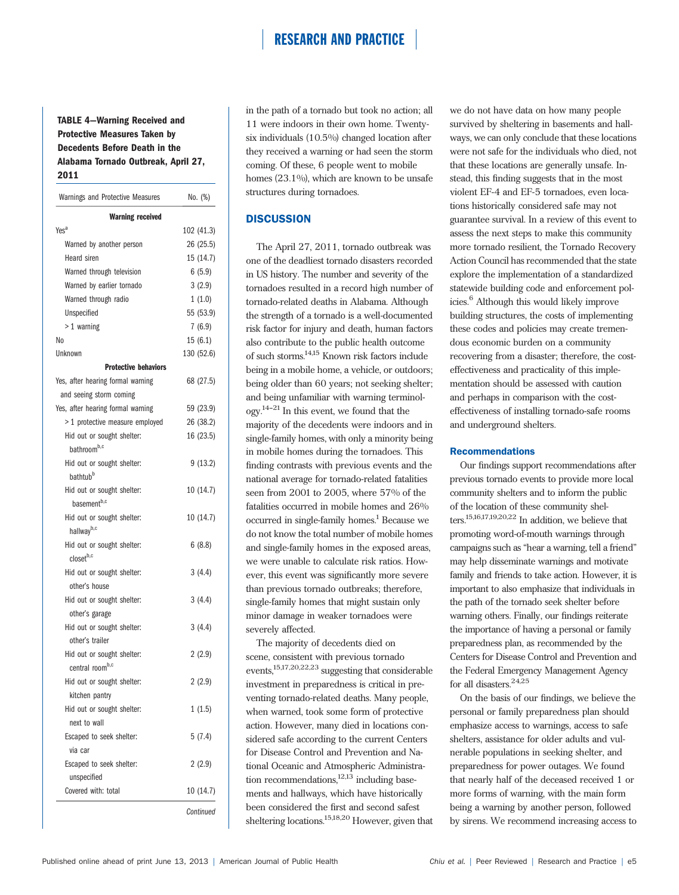**TABLE 4—Warning Received and Protective Measures Taken by Decedents Before Death in the Alabama Tornado Outbreak, April 27, 2011**

| Warnings and Protective Measures | No. (%) |
|---|---|
| **Warning received** | |
| Yes[a] | 102 (41.3) |
| Warned by another person | 26 (25.5) |
| Heard siren | 15 (14.7) |
| Warned through television | 6 (5.9) |
| Warned by earlier tornado | 3 (2.9) |
| Warned through radio | 1 (1.0) |
| Unspecified | 55 (53.9) |
| > 1 warning | 7 (6.9) |
| No | 15 (6.1) |
| Unknown | 130 (52.6) |
| **Protective behaviors** | |
| Yes, after hearing formal warning and seeing storm coming | 68 (27.5) |
| Yes, after hearing formal warning | 59 (23.9) |
| > 1 protective measure employed | 26 (38.2) |
| Hid out or sought shelter: bathroom[b,c] | 16 (23.5) |
| Hid out or sought shelter: bathtub[b] | 9 (13.2) |
| Hid out or sought shelter: basement[b,c] | 10 (14.7) |
| Hid out or sought shelter: hallway[b,c] | 10 (14.7) |
| Hid out or sought shelter: closet[b,c] | 6 (8.8) |
| Hid out or sought shelter: other's house | 3 (4.4) |
| Hid out or sought shelter: other's garage | 3 (4.4) |
| Hid out or sought shelter: other's trailer | 3 (4.4) |
| Hid out or sought shelter: central room[b,c] | 2 (2.9) |
| Hid out or sought shelter: kitchen pantry | 2 (2.9) |
| Hid out or sought shelter: next to wall | 1 (1.5) |
| Escaped to seek shelter: via car | 5 (7.4) |
| Escaped to seek shelter: unspecified | 2 (2.9) |
| Covered with: total | 10 (14.7) |

*Continued*

in the path of a tornado but took no action; all 11 were indoors in their own home. Twenty-six individuals (10.5%) changed location after they received a warning or had seen the storm coming. Of these, 6 people went to mobile homes (23.1%), which are known to be unsafe structures during tornadoes.

## DISCUSSION

The April 27, 2011, tornado outbreak was one of the deadliest tornado disasters recorded in US history. The number and severity of the tornadoes resulted in a record high number of tornado-related deaths in Alabama. Although the strength of a tornado is a well-documented risk factor for injury and death, human factors also contribute to the public health outcome of such storms.[14,15] Known risk factors include being in a mobile home, a vehicle, or outdoors; being older than 60 years; not seeking shelter; and being unfamiliar with warning terminology.[14–21] In this event, we found that the majority of the decedents were indoors and in single-family homes, with only a minority being in mobile homes during the tornadoes. This finding contrasts with previous events and the national average for tornado-related fatalities seen from 2001 to 2005, where 57% of the fatalities occurred in mobile homes and 26% occurred in single-family homes.[1] Because we do not know the total number of mobile homes and single-family homes in the exposed areas, we were unable to calculate risk ratios. However, this event was significantly more severe than previous tornado outbreaks; therefore, single-family homes that might sustain only minor damage in weaker tornadoes were severely affected.

The majority of decedents died on scene, consistent with previous tornado events,[15,17,20,22,23] suggesting that considerable investment in preparedness is critical in preventing tornado-related deaths. Many people, when warned, took some form of protective action. However, many died in locations considered safe according to the current Centers for Disease Control and Prevention and National Oceanic and Atmospheric Administration recommendations,[12,13] including basements and hallways, which have historically been considered the first and second safest sheltering locations.[15,18,20] However, given that we do not have data on how many people survived by sheltering in basements and hallways, we can only conclude that these locations were not safe for the individuals who died, not that these locations are generally unsafe. Instead, this finding suggests that in the most violent EF-4 and EF-5 tornadoes, even locations historically considered safe may not guarantee survival. In a review of this event to assess the next steps to make this community more tornado resilient, the Tornado Recovery Action Council has recommended that the state explore the implementation of a standardized statewide building code and enforcement policies.[6] Although this would likely improve building structures, the costs of implementing these codes and policies may create tremendous economic burden on a community recovering from a disaster; therefore, the cost-effectiveness and practicality of this implementation should be assessed with caution and perhaps in comparison with the cost-effectiveness of installing tornado-safe rooms and underground shelters.

### Recommendations

Our findings support recommendations after previous tornado events to provide more local community shelters and to inform the public of the location of these community shelters.[15,16,17,19,20,22] In addition, we believe that promoting word-of-mouth warnings through campaigns such as "hear a warning, tell a friend" may help disseminate warnings and motivate family and friends to take action. However, it is important to also emphasize that individuals in the path of the tornado seek shelter before warning others. Finally, our findings reiterate the importance of having a personal or family preparedness plan, as recommended by the Centers for Disease Control and Prevention and the Federal Emergency Management Agency for all disasters.[24,25]

On the basis of our findings, we believe the personal or family preparedness plan should emphasize access to warnings, access to safe shelters, assistance for older adults and vulnerable populations in seeking shelter, and preparedness for power outages. We found that nearly half of the deceased received 1 or more forms of warning, with the main form being a warning by another person, followed by sirens. We recommend increasing access to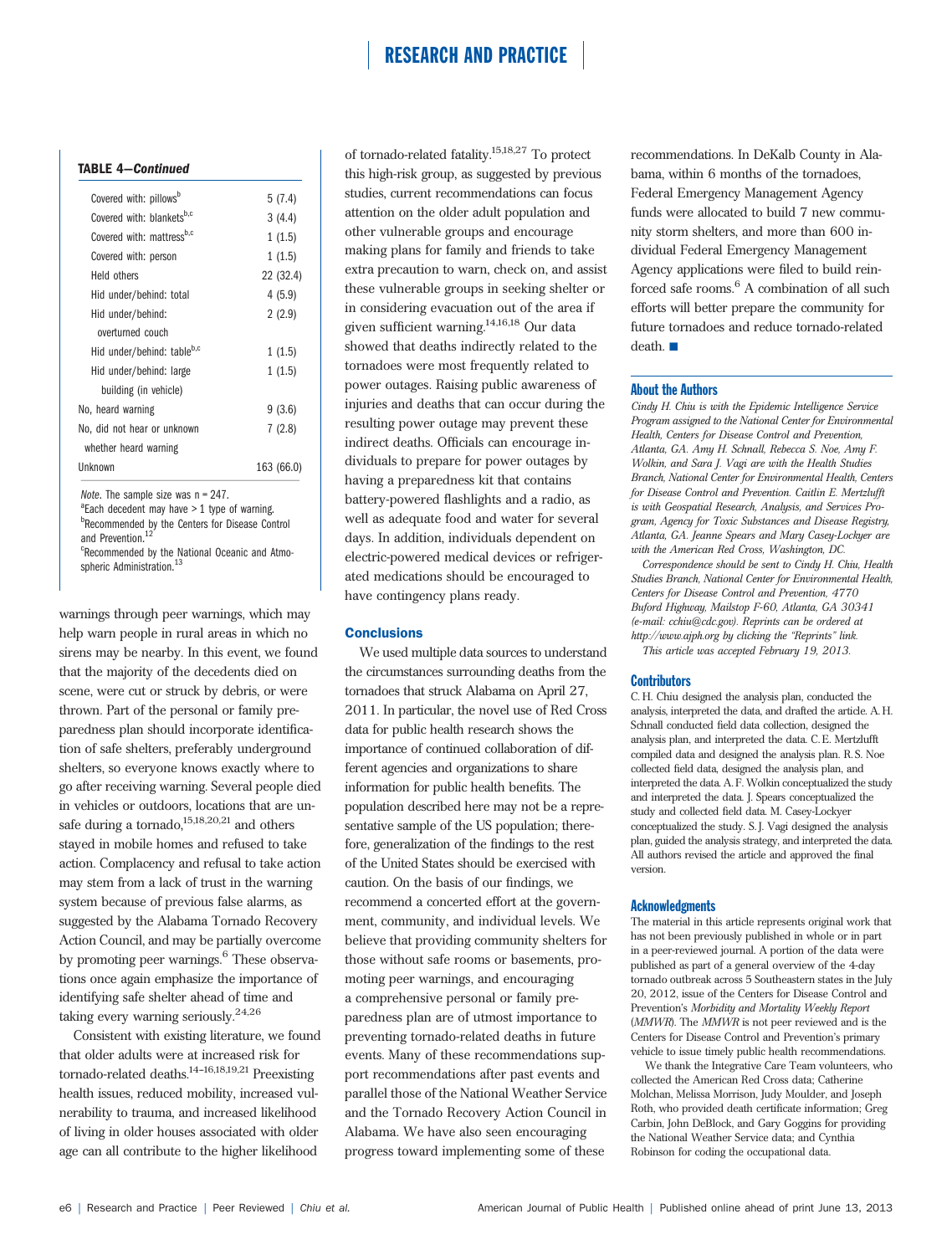**TABLE 4—*Continued***

| | |
|---|---|
| Covered with: pillows[b] | 5 (7.4) |
| Covered with: blankets[b,c] | 3 (4.4) |
| Covered with: mattress[b,c] | 1 (1.5) |
| Covered with: person | 1 (1.5) |
| Held others | 22 (32.4) |
| Hid under/behind: total | 4 (5.9) |
| Hid under/behind: overturned couch | 2 (2.9) |
| Hid under/behind: table[b,c] | 1 (1.5) |
| Hid under/behind: large building (in vehicle) | 1 (1.5) |
| No, heard warning | 9 (3.6) |
| No, did not hear or unknown whether heard warning | 7 (2.8) |
| Unknown | 163 (66.0) |

*Note*. The sample size was n = 247.
[a]Each decedent may have > 1 type of warning.
[b]Recommended by the Centers for Disease Control and Prevention.[12]
[c]Recommended by the National Oceanic and Atmospheric Administration.[13]

warnings through peer warnings, which may help warn people in rural areas in which no sirens may be nearby. In this event, we found that the majority of the decedents died on scene, were cut or struck by debris, or were thrown. Part of the personal or family preparedness plan should incorporate identification of safe shelters, preferably underground shelters, so everyone knows exactly where to go after receiving warning. Several people died in vehicles or outdoors, locations that are unsafe during a tornado,[15,18,20,21] and others stayed in mobile homes and refused to take action. Complacency and refusal to take action may stem from a lack of trust in the warning system because of previous false alarms, as suggested by the Alabama Tornado Recovery Action Council, and may be partially overcome by promoting peer warnings.[6] These observations once again emphasize the importance of identifying safe shelter ahead of time and taking every warning seriously.[24,26]

Consistent with existing literature, we found that older adults were at increased risk for tornado-related deaths.[14–16,18,19,21] Preexisting health issues, reduced mobility, increased vulnerability to trauma, and increased likelihood of living in older houses associated with older age can all contribute to the higher likelihood of tornado-related fatality.[15,18,27] To protect this high-risk group, as suggested by previous studies, current recommendations can focus attention on the older adult population and other vulnerable groups and encourage making plans for family and friends to take extra precaution to warn, check on, and assist these vulnerable groups in seeking shelter or in considering evacuation out of the area if given sufficient warning.[14,16,18] Our data showed that deaths indirectly related to the tornadoes were most frequently related to power outages. Raising public awareness of injuries and deaths that can occur during the resulting power outage may prevent these indirect deaths. Officials can encourage individuals to prepare for power outages by having a preparedness kit that contains battery-powered flashlights and a radio, as well as adequate food and water for several days. In addition, individuals dependent on electric-powered medical devices or refrigerated medications should be encouraged to have contingency plans ready.

## Conclusions

We used multiple data sources to understand the circumstances surrounding deaths from the tornadoes that struck Alabama on April 27, 2011. In particular, the novel use of Red Cross data for public health research shows the importance of continued collaboration of different agencies and organizations to share information for public health benefits. The population described here may not be a representative sample of the US population; therefore, generalization of the findings to the rest of the United States should be exercised with caution. On the basis of our findings, we recommend a concerted effort at the government, community, and individual levels. We believe that providing community shelters for those without safe rooms or basements, promoting peer warnings, and encouraging a comprehensive personal or family preparedness plan are of utmost importance to preventing tornado-related deaths in future events. Many of these recommendations support recommendations after past events and parallel those of the National Weather Service and the Tornado Recovery Action Council in Alabama. We have also seen encouraging progress toward implementing some of these recommendations. In DeKalb County in Alabama, within 6 months of the tornadoes, Federal Emergency Management Agency funds were allocated to build 7 new community storm shelters, and more than 600 individual Federal Emergency Management Agency applications were filed to build reinforced safe rooms.[6] A combination of all such efforts will better prepare the community for future tornadoes and reduce tornado-related death. ■

### About the Authors

*Cindy H. Chiu is with the Epidemic Intelligence Service Program assigned to the National Center for Environmental Health, Centers for Disease Control and Prevention, Atlanta, GA. Amy H. Schnall, Rebecca S. Noe, Amy F. Wolkin, and Sara J. Vagi are with the Health Studies Branch, National Center for Environmental Health, Centers for Disease Control and Prevention. Caitlin E. Mertzlufft is with Geospatial Research, Analysis, and Services Program, Agency for Toxic Substances and Disease Registry, Atlanta, GA. Jeanne Spears and Mary Casey-Lockyer are with the American Red Cross, Washington, DC.*

*Correspondence should be sent to Cindy H. Chiu, Health Studies Branch, National Center for Environmental Health, Centers for Disease Control and Prevention, 4770 Buford Highway, Mailstop F-60, Atlanta, GA 30341 (e-mail: cchiu@cdc.gov). Reprints can be ordered at http://www.ajph.org by clicking the "Reprints" link.*

*This article was accepted February 19, 2013.*

### Contributors

C. H. Chiu designed the analysis plan, conducted the analysis, interpreted the data, and drafted the article. A. H. Schnall conducted field data collection, designed the analysis plan, and interpreted the data. C. E. Mertzlufft compiled data and designed the analysis plan. R. S. Noe collected field data, designed the analysis plan, and interpreted the data. A. F. Wolkin conceptualized the study and interpreted the data. J. Spears conceptualized the study and collected field data. M. Casey-Lockyer conceptualized the study. S. J. Vagi designed the analysis plan, guided the analysis strategy, and interpreted the data. All authors revised the article and approved the final version.

### Acknowledgments

The material in this article represents original work that has not been previously published in whole or in part in a peer-reviewed journal. A portion of the data were published as part of a general overview of the 4-day tornado outbreak across 5 Southeastern states in the July 20, 2012, issue of the Centers for Disease Control and Prevention's *Morbidity and Mortality Weekly Report* (*MMWR*). The *MMWR* is not peer reviewed and is the Centers for Disease Control and Prevention's primary vehicle to issue timely public health recommendations.

We thank the Integrative Care Team volunteers, who collected the American Red Cross data; Catherine Molchan, Melissa Morrison, Judy Moulder, and Joseph Roth, who provided death certificate information; Greg Carbin, John DeBlock, and Gary Goggins for providing the National Weather Service data; and Cynthia Robinson for coding the occupational data.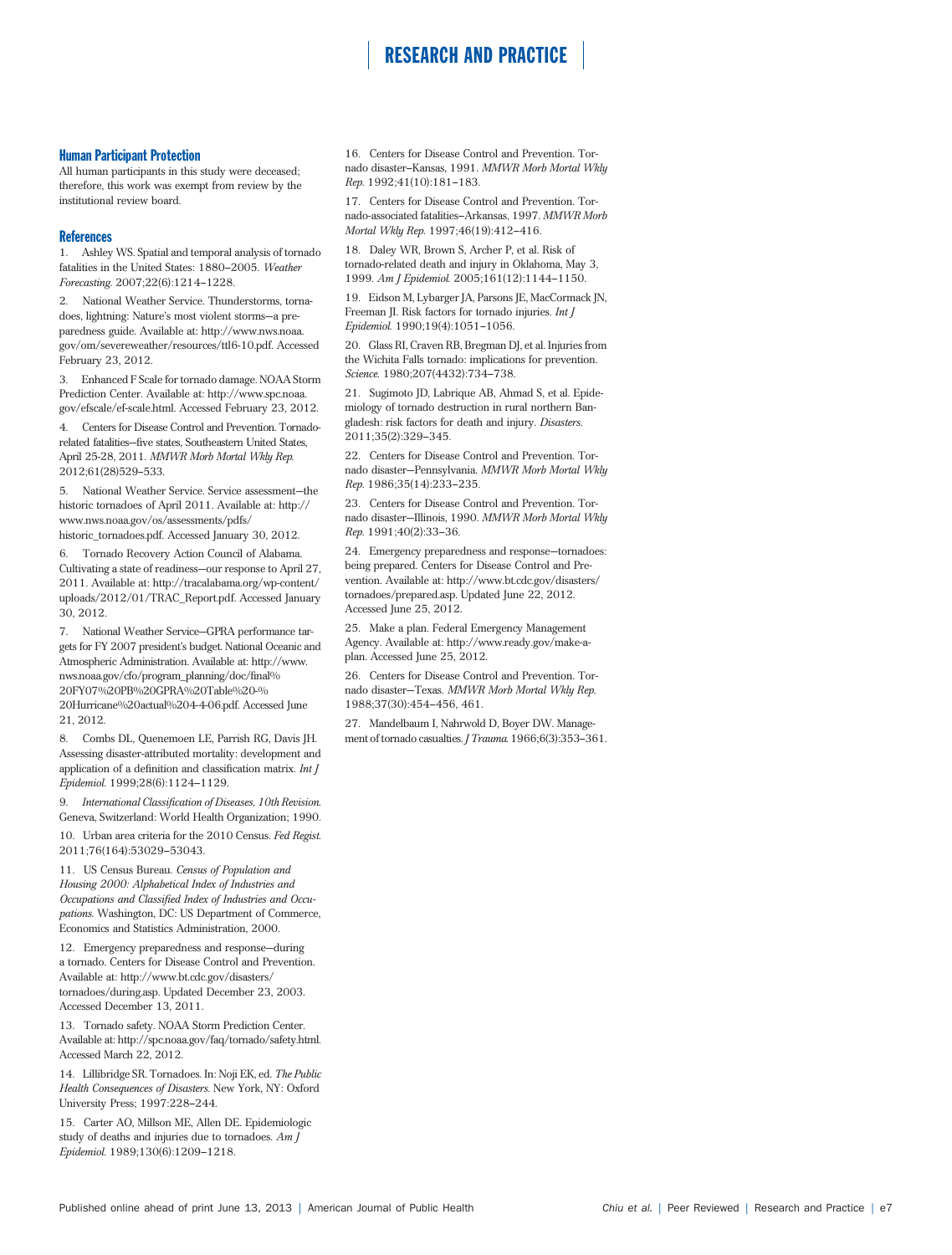### Human Participant Protection

All human participants in this study were deceased; therefore, this work was exempt from review by the institutional review board.

### References

1. Ashley WS. Spatial and temporal analysis of tornado fatalities in the United States: 1880–2005. *Weather Forecasting.* 2007;22(6):1214–1228.

2. National Weather Service. Thunderstorms, tornadoes, lightning: Nature's most violent storms—a preparedness guide. Available at: http://www.nws.noaa.gov/om/severeweather/resources/ttl6-10.pdf. Accessed February 23, 2012.

3. Enhanced F Scale for tornado damage. NOAA Storm Prediction Center. Available at: http://www.spc.noaa.gov/efscale/ef-scale.html. Accessed February 23, 2012.

4. Centers for Disease Control and Prevention. Tornado-related fatalities—five states, Southeastern United States, April 25-28, 2011. *MMWR Morb Mortal Wkly Rep.* 2012;61(28)529–533.

5. National Weather Service. Service assessment—the historic tornadoes of April 2011. Available at: http://www.nws.noaa.gov/os/assessments/pdfs/historic_tornadoes.pdf. Accessed January 30, 2012.

6. Tornado Recovery Action Council of Alabama. Cultivating a state of readiness—our response to April 27, 2011. Available at: http://tracalabama.org/wp-content/uploads/2012/01/TRAC_Report.pdf. Accessed January 30, 2012.

7. National Weather Service—GPRA performance targets for FY 2007 president's budget. National Oceanic and Atmospheric Administration. Available at: http://www.nws.noaa.gov/cfo/program_planning/doc/final%20FY07%20PB%20GPRA%20Table%20-%20Hurricane%20actual%204-4-06.pdf. Accessed June 21, 2012.

8. Combs DL, Quenemoen LE, Parrish RG, Davis JH. Assessing disaster-attributed mortality: development and application of a definition and classification matrix. *Int J Epidemiol.* 1999;28(6):1124–1129.

9. *International Classification of Diseases, 10th Revision.* Geneva, Switzerland: World Health Organization; 1990.

10. Urban area criteria for the 2010 Census. *Fed Regist.* 2011;76(164):53029–53043.

11. US Census Bureau. *Census of Population and Housing 2000: Alphabetical Index of Industries and Occupations and Classified Index of Industries and Occupations.* Washington, DC: US Department of Commerce, Economics and Statistics Administration, 2000.

12. Emergency preparedness and response—during a tornado. Centers for Disease Control and Prevention. Available at: http://www.bt.cdc.gov/disasters/tornadoes/during.asp. Updated December 23, 2003. Accessed December 13, 2011.

13. Tornado safety. NOAA Storm Prediction Center. Available at: http://spc.noaa.gov/faq/tornado/safety.html. Accessed March 22, 2012.

14. Lillibridge SR. Tornadoes. In: Noji EK, ed. *The Public Health Consequences of Disasters.* New York, NY: Oxford University Press; 1997:228–244.

15. Carter AO, Millson ME, Allen DE. Epidemiologic study of deaths and injuries due to tornadoes. *Am J Epidemiol.* 1989;130(6):1209–1218.

16. Centers for Disease Control and Prevention. Tornado disaster–Kansas, 1991. *MMWR Morb Mortal Wkly Rep.* 1992;41(10):181–183.

17. Centers for Disease Control and Prevention. Tornado-associated fatalities–Arkansas, 1997. *MMWR Morb Mortal Wkly Rep.* 1997;46(19):412–416.

18. Daley WR, Brown S, Archer P, et al. Risk of tornado-related death and injury in Oklahoma, May 3, 1999. *Am J Epidemiol.* 2005;161(12):1144–1150.

19. Eidson M, Lybarger JA, Parsons JE, MacCormack JN, Freeman JI. Risk factors for tornado injuries. *Int J Epidemiol.* 1990;19(4):1051–1056.

20. Glass RI, Craven RB, Bregman DJ, et al. Injuries from the Wichita Falls tornado: implications for prevention. *Science.* 1980;207(4432):734–738.

21. Sugimoto JD, Labrique AB, Ahmad S, et al. Epidemiology of tornado destruction in rural northern Bangladesh: risk factors for death and injury. *Disasters.* 2011;35(2):329–345.

22. Centers for Disease Control and Prevention. Tornado disaster—Pennsylvania. *MMWR Morb Mortal Wkly Rep.* 1986;35(14):233–235.

23. Centers for Disease Control and Prevention. Tornado disaster—Illinois, 1990. *MMWR Morb Mortal Wkly Rep.* 1991;40(2):33–36.

24. Emergency preparedness and response—tornadoes: being prepared. Centers for Disease Control and Prevention. Available at: http://www.bt.cdc.gov/disasters/tornadoes/prepared.asp. Updated June 22, 2012. Accessed June 25, 2012.

25. Make a plan. Federal Emergency Management Agency. Available at: http://www.ready.gov/make-a-plan. Accessed June 25, 2012.

26. Centers for Disease Control and Prevention. Tornado disaster—Texas. *MMWR Morb Mortal Wkly Rep.* 1988;37(30):454–456, 461.

27. Mandelbaum I, Nahrwold D, Boyer DW. Management of tornado casualties. *J Trauma.* 1966;6(3):353–361.